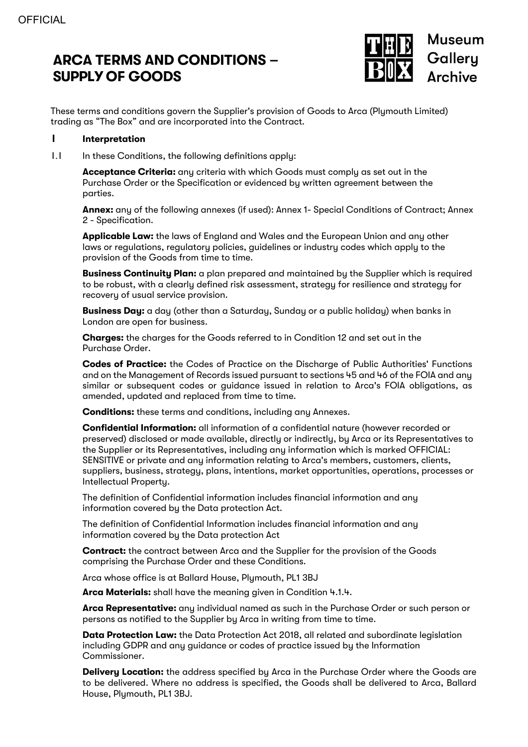OFFICIAL

# ARCA TERMS AND CONDITIONS – SUPPLY OF GOODS

THE BOX Museum Gallery Archive

These terms and conditions govern the Supplier's provision of Goods to Arca (Plymouth Limited) trading as "The Box" and are incorporated into the Contract.

## 1 Interpretation

1.1 In these Conditions, the following definitions apply:

**Acceptance Criteria:** any criteria with which Goods must comply as set out in the Purchase Order or the Specification or evidenced by written agreement between the parties.

**Annex:** any of the following annexes (if used): Annex 1- Special Conditions of Contract; Annex 2 - Specification.

**Applicable Law:** the laws of England and Wales and the European Union and any other laws or regulations, regulatory policies, guidelines or industry codes which apply to the provision of the Goods from time to time.

**Business Continuity Plan:** a plan prepared and maintained by the Supplier which is required to be robust, with a clearly defined risk assessment, strategy for resilience and strategy for recovery of usual service provision.

**Business Day:** a day (other than a Saturday, Sunday or a public holiday) when banks in London are open for business.

**Charges:** the charges for the Goods referred to in Condition 12 and set out in the Purchase Order.

**Codes of Practice:** the Codes of Practice on the Discharge of Public Authorities' Functions and on the Management of Records issued pursuant to sections 45 and 46 of the FOIA and any similar or subsequent codes or guidance issued in relation to Arca's FOIA obligations, as amended, updated and replaced from time to time.

**Conditions:** these terms and conditions, including any Annexes.

**Confidential Information:** all information of a confidential nature (however recorded or preserved) disclosed or made available, directly or indirectly, by Arca or its Representatives to the Supplier or its Representatives, including any information which is marked OFFICIAL: SENSITIVE or private and any information relating to Arca's members, customers, clients, suppliers, business, strategy, plans, intentions, market opportunities, operations, processes or Intellectual Property.

The definition of Confidential information includes financial information and any information covered by the Data protection Act.

The definition of Confidential Information includes financial information and any information covered by the Data protection Act

**Contract:** the contract between Arca and the Supplier for the provision of the Goods comprising the Purchase Order and these Conditions.

Arca whose office is at Ballard House, Plymouth, PL1 3BJ

**Arca Materials:** shall have the meaning given in Condition 4.1.4.

**Arca Representative:** any individual named as such in the Purchase Order or such person or persons as notified to the Supplier by Arca in writing from time to time.

**Data Protection Law:** the Data Protection Act 2018, all related and subordinate legislation including GDPR and any guidance or codes of practice issued by the Information Commissioner.

**Delivery Location:** the address specified by Arca in the Purchase Order where the Goods are to be delivered. Where no address is specified, the Goods shall be delivered to Arca, Ballard House, Plymouth, PL1 3BJ.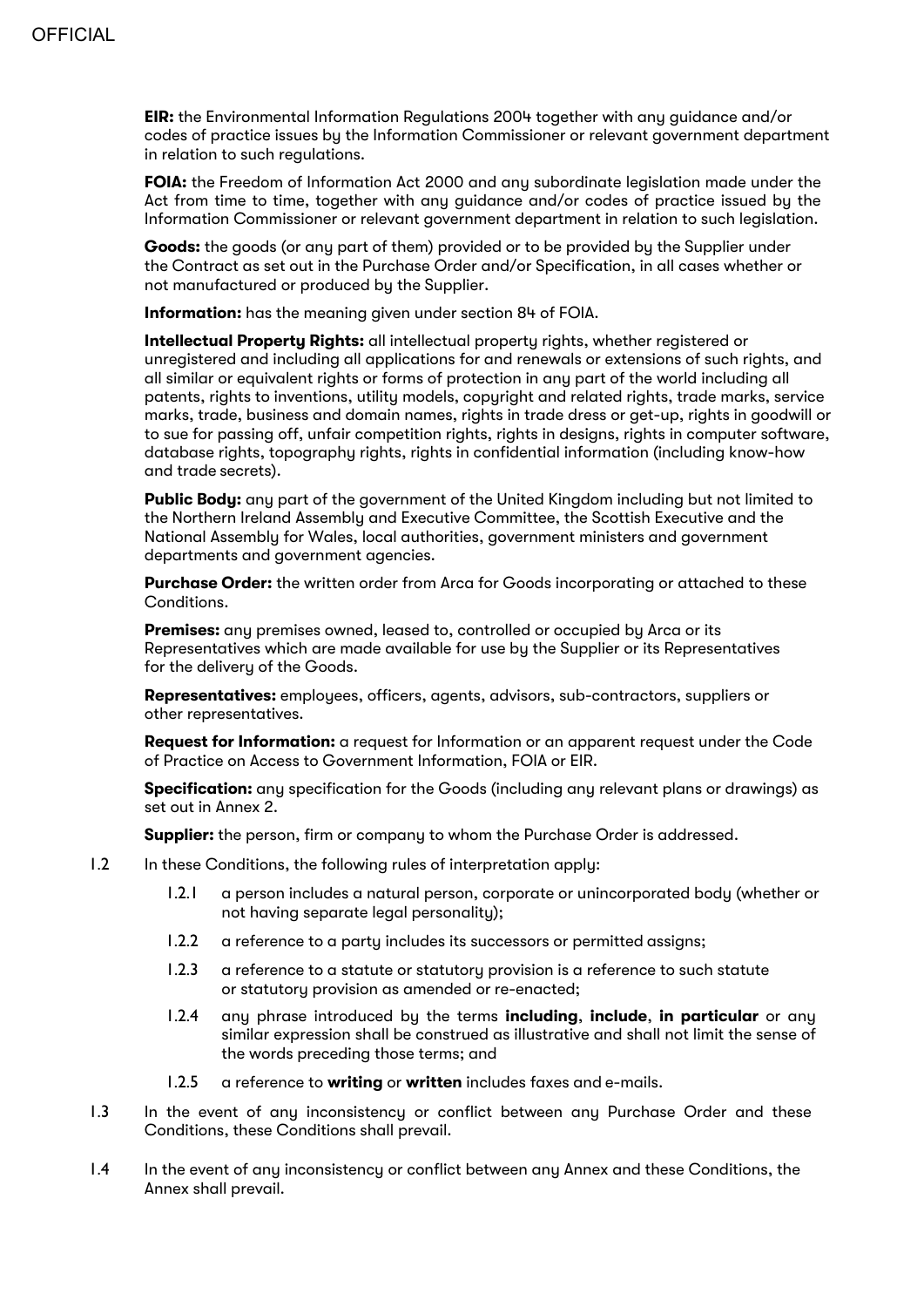**EIR:** the Environmental Information Regulations 2004 together with any guidance and/or codes of practice issues by the Information Commissioner or relevant government department in relation to such regulations.

**FOIA:** the Freedom of Information Act 2000 and any subordinate legislation made under the Act from time to time, together with any guidance and/or codes of practice issued by the Information Commissioner or relevant government department in relation to such legislation.

**Goods:** the goods (or any part of them) provided or to be provided by the Supplier under the Contract as set out in the Purchase Order and/or Specification, in all cases whether or not manufactured or produced by the Supplier.

**Information:** has the meaning given under section 84 of FOIA.

**Intellectual Property Rights:** all intellectual property rights, whether registered or unregistered and including all applications for and renewals or extensions of such rights, and all similar or equivalent rights or forms of protection in any part of the world including all patents, rights to inventions, utility models, copyright and related rights, trade marks, service marks, trade, business and domain names, rights in trade dress or get-up, rights in goodwill or to sue for passing off, unfair competition rights, rights in designs, rights in computer software, database rights, topography rights, rights in confidential information (including know-how and trade secrets).

**Public Body:** any part of the government of the United Kingdom including but not limited to the Northern Ireland Assembly and Executive Committee, the Scottish Executive and the National Assembly for Wales, local authorities, government ministers and government departments and government agencies.

**Purchase Order:** the written order from Arca for Goods incorporating or attached to these Conditions.

**Premises:** any premises owned, leased to, controlled or occupied by Arca or its Representatives which are made available for use by the Supplier or its Representatives for the delivery of the Goods.

**Representatives:** employees, officers, agents, advisors, sub-contractors, suppliers or other representatives.

**Request for Information:** a request for Information or an apparent request under the Code of Practice on Access to Government Information, FOIA or EIR.

**Specification:** any specification for the Goods (including any relevant plans or drawings) as set out in Annex 2.

**Supplier:** the person, firm or company to whom the Purchase Order is addressed.

1.2 In these Conditions, the following rules of interpretation apply:

1.2.1 a person includes a natural person, corporate or unincorporated body (whether or not having separate legal personality);

1.2.2 a reference to a party includes its successors or permitted assigns;

1.2.3 a reference to a statute or statutory provision is a reference to such statute or statutory provision as amended or re-enacted;

1.2.4 any phrase introduced by the terms **including**, **include**, **in particular** or any similar expression shall be construed as illustrative and shall not limit the sense of the words preceding those terms; and

1.2.5 a reference to **writing** or **written** includes faxes and e-mails.

1.3 In the event of any inconsistency or conflict between any Purchase Order and these Conditions, these Conditions shall prevail.

1.4 In the event of any inconsistency or conflict between any Annex and these Conditions, the Annex shall prevail.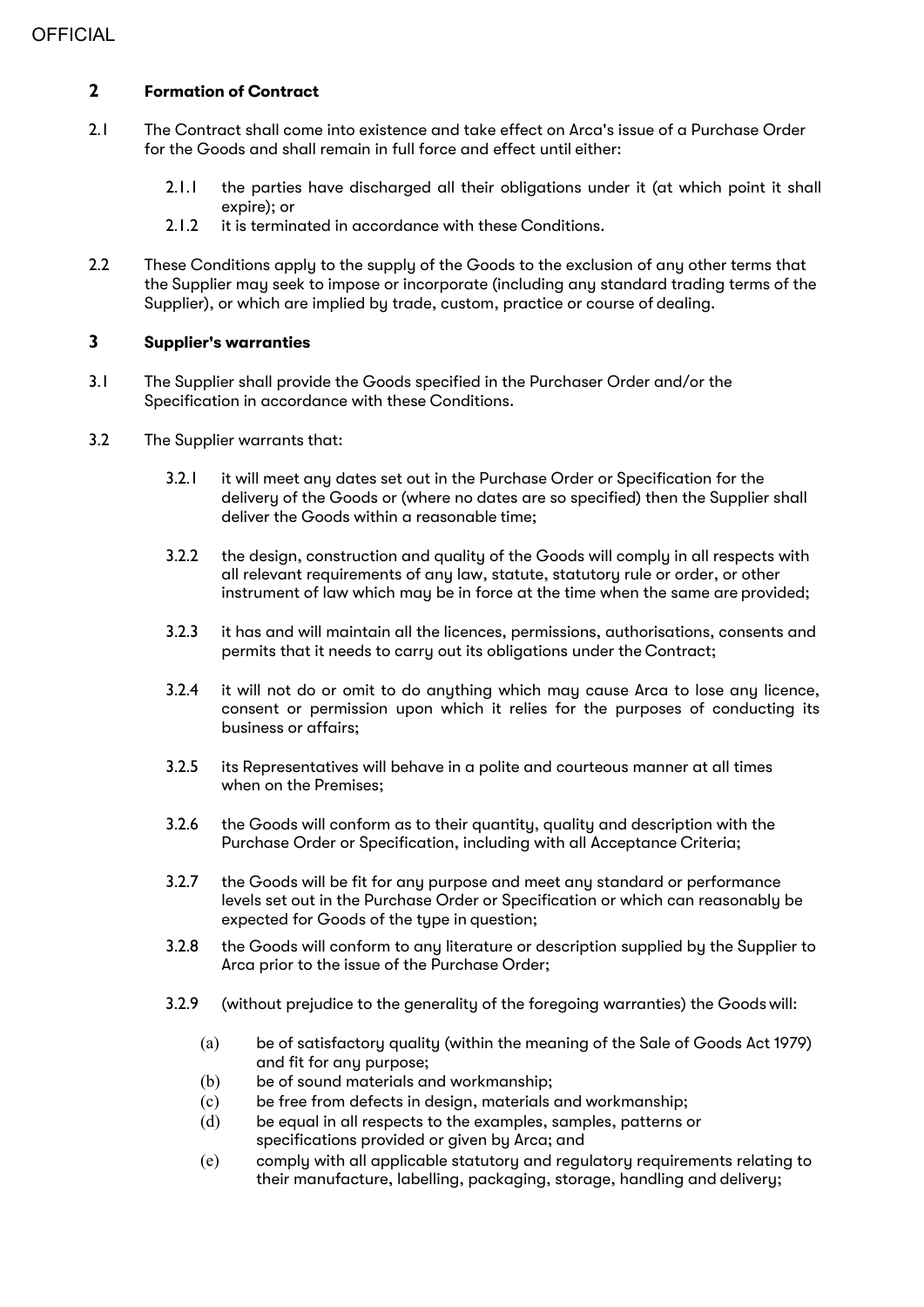## 2 Formation of Contract

2.1 The Contract shall come into existence and take effect on Arca's issue of a Purchase Order for the Goods and shall remain in full force and effect until either:

- 2.1.1 the parties have discharged all their obligations under it (at which point it shall expire); or
- 2.1.2 it is terminated in accordance with these Conditions.

2.2 These Conditions apply to the supply of the Goods to the exclusion of any other terms that the Supplier may seek to impose or incorporate (including any standard trading terms of the Supplier), or which are implied by trade, custom, practice or course of dealing.

## 3 Supplier's warranties

3.1 The Supplier shall provide the Goods specified in the Purchaser Order and/or the Specification in accordance with these Conditions.

3.2 The Supplier warrants that:

- 3.2.1 it will meet any dates set out in the Purchase Order or Specification for the delivery of the Goods or (where no dates are so specified) then the Supplier shall deliver the Goods within a reasonable time;

- 3.2.2 the design, construction and quality of the Goods will comply in all respects with all relevant requirements of any law, statute, statutory rule or order, or other instrument of law which may be in force at the time when the same are provided;

- 3.2.3 it has and will maintain all the licences, permissions, authorisations, consents and permits that it needs to carry out its obligations under the Contract;

- 3.2.4 it will not do or omit to do anything which may cause Arca to lose any licence, consent or permission upon which it relies for the purposes of conducting its business or affairs;

- 3.2.5 its Representatives will behave in a polite and courteous manner at all times when on the Premises;

- 3.2.6 the Goods will conform as to their quantity, quality and description with the Purchase Order or Specification, including with all Acceptance Criteria;

- 3.2.7 the Goods will be fit for any purpose and meet any standard or performance levels set out in the Purchase Order or Specification or which can reasonably be expected for Goods of the type in question;

- 3.2.8 the Goods will conform to any literature or description supplied by the Supplier to Arca prior to the issue of the Purchase Order;

- 3.2.9 (without prejudice to the generality of the foregoing warranties) the Goods will:

  - (a) be of satisfactory quality (within the meaning of the Sale of Goods Act 1979) and fit for any purpose;
  - (b) be of sound materials and workmanship;
  - (c) be free from defects in design, materials and workmanship;
  - (d) be equal in all respects to the examples, samples, patterns or specifications provided or given by Arca; and
  - (e) comply with all applicable statutory and regulatory requirements relating to their manufacture, labelling, packaging, storage, handling and delivery;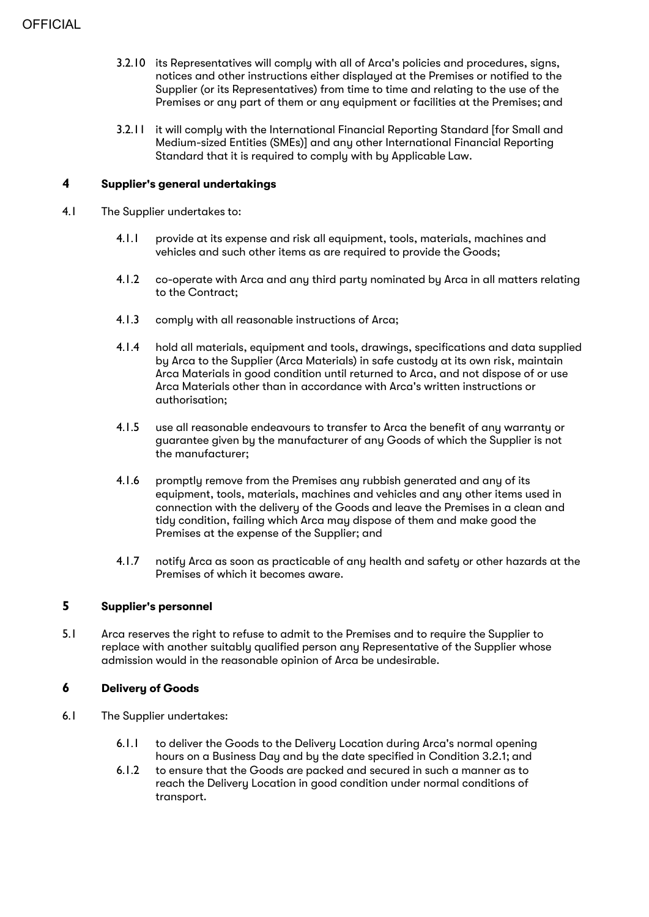3.2.10 its Representatives will comply with all of Arca's policies and procedures, signs, notices and other instructions either displayed at the Premises or notified to the Supplier (or its Representatives) from time to time and relating to the use of the Premises or any part of them or any equipment or facilities at the Premises; and

3.2.11 it will comply with the International Financial Reporting Standard [for Small and Medium-sized Entities (SMEs)] and any other International Financial Reporting Standard that it is required to comply with by Applicable Law.

## 4 Supplier's general undertakings

4.1 The Supplier undertakes to:

4.1.1 provide at its expense and risk all equipment, tools, materials, machines and vehicles and such other items as are required to provide the Goods;

4.1.2 co-operate with Arca and any third party nominated by Arca in all matters relating to the Contract;

4.1.3 comply with all reasonable instructions of Arca;

4.1.4 hold all materials, equipment and tools, drawings, specifications and data supplied by Arca to the Supplier (Arca Materials) in safe custody at its own risk, maintain Arca Materials in good condition until returned to Arca, and not dispose of or use Arca Materials other than in accordance with Arca's written instructions or authorisation;

4.1.5 use all reasonable endeavours to transfer to Arca the benefit of any warranty or guarantee given by the manufacturer of any Goods of which the Supplier is not the manufacturer;

4.1.6 promptly remove from the Premises any rubbish generated and any of its equipment, tools, materials, machines and vehicles and any other items used in connection with the delivery of the Goods and leave the Premises in a clean and tidy condition, failing which Arca may dispose of them and make good the Premises at the expense of the Supplier; and

4.1.7 notify Arca as soon as practicable of any health and safety or other hazards at the Premises of which it becomes aware.

## 5 Supplier's personnel

5.1 Arca reserves the right to refuse to admit to the Premises and to require the Supplier to replace with another suitably qualified person any Representative of the Supplier whose admission would in the reasonable opinion of Arca be undesirable.

## 6 Delivery of Goods

6.1 The Supplier undertakes:

6.1.1 to deliver the Goods to the Delivery Location during Arca's normal opening hours on a Business Day and by the date specified in Condition 3.2.1; and

6.1.2 to ensure that the Goods are packed and secured in such a manner as to reach the Delivery Location in good condition under normal conditions of transport.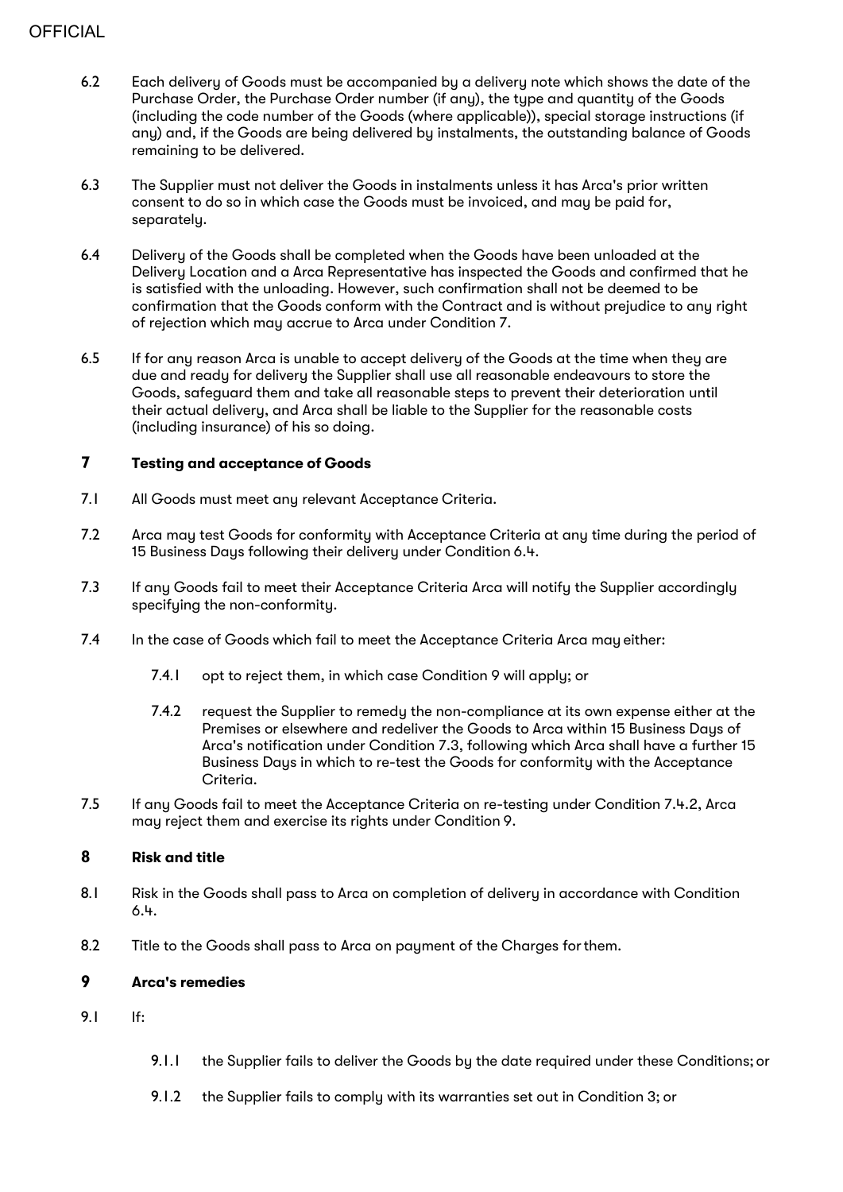6.2 Each delivery of Goods must be accompanied by a delivery note which shows the date of the Purchase Order, the Purchase Order number (if any), the type and quantity of the Goods (including the code number of the Goods (where applicable)), special storage instructions (if any) and, if the Goods are being delivered by instalments, the outstanding balance of Goods remaining to be delivered.

6.3 The Supplier must not deliver the Goods in instalments unless it has Arca's prior written consent to do so in which case the Goods must be invoiced, and may be paid for, separately.

6.4 Delivery of the Goods shall be completed when the Goods have been unloaded at the Delivery Location and a Arca Representative has inspected the Goods and confirmed that he is satisfied with the unloading. However, such confirmation shall not be deemed to be confirmation that the Goods conform with the Contract and is without prejudice to any right of rejection which may accrue to Arca under Condition 7.

6.5 If for any reason Arca is unable to accept delivery of the Goods at the time when they are due and ready for delivery the Supplier shall use all reasonable endeavours to store the Goods, safeguard them and take all reasonable steps to prevent their deterioration until their actual delivery, and Arca shall be liable to the Supplier for the reasonable costs (including insurance) of his so doing.

## 7 Testing and acceptance of Goods

7.1 All Goods must meet any relevant Acceptance Criteria.

7.2 Arca may test Goods for conformity with Acceptance Criteria at any time during the period of 15 Business Days following their delivery under Condition 6.4.

7.3 If any Goods fail to meet their Acceptance Criteria Arca will notify the Supplier accordingly specifying the non-conformity.

7.4 In the case of Goods which fail to meet the Acceptance Criteria Arca may either:

7.4.1 opt to reject them, in which case Condition 9 will apply; or

7.4.2 request the Supplier to remedy the non-compliance at its own expense either at the Premises or elsewhere and redeliver the Goods to Arca within 15 Business Days of Arca's notification under Condition 7.3, following which Arca shall have a further 15 Business Days in which to re-test the Goods for conformity with the Acceptance Criteria.

7.5 If any Goods fail to meet the Acceptance Criteria on re-testing under Condition 7.4.2, Arca may reject them and exercise its rights under Condition 9.

## 8 Risk and title

8.1 Risk in the Goods shall pass to Arca on completion of delivery in accordance with Condition 6.4.

8.2 Title to the Goods shall pass to Arca on payment of the Charges for them.

## 9 Arca's remedies

9.1 If:

9.1.1 the Supplier fails to deliver the Goods by the date required under these Conditions; or

9.1.2 the Supplier fails to comply with its warranties set out in Condition 3; or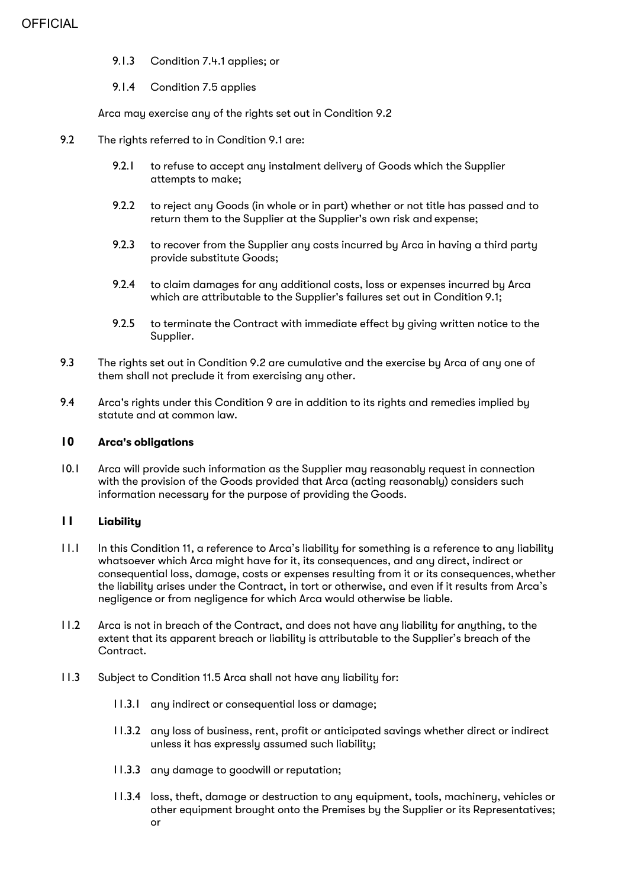9.1.3 Condition 7.4.1 applies; or

9.1.4 Condition 7.5 applies

Arca may exercise any of the rights set out in Condition 9.2

9.2 The rights referred to in Condition 9.1 are:

9.2.1 to refuse to accept any instalment delivery of Goods which the Supplier attempts to make;

9.2.2 to reject any Goods (in whole or in part) whether or not title has passed and to return them to the Supplier at the Supplier's own risk and expense;

9.2.3 to recover from the Supplier any costs incurred by Arca in having a third party provide substitute Goods;

9.2.4 to claim damages for any additional costs, loss or expenses incurred by Arca which are attributable to the Supplier's failures set out in Condition 9.1;

9.2.5 to terminate the Contract with immediate effect by giving written notice to the Supplier.

9.3 The rights set out in Condition 9.2 are cumulative and the exercise by Arca of any one of them shall not preclude it from exercising any other.

9.4 Arca's rights under this Condition 9 are in addition to its rights and remedies implied by statute and at common law.

## 10 Arca's obligations

10.1 Arca will provide such information as the Supplier may reasonably request in connection with the provision of the Goods provided that Arca (acting reasonably) considers such information necessary for the purpose of providing the Goods.

## 11 Liability

11.1 In this Condition 11, a reference to Arca's liability for something is a reference to any liability whatsoever which Arca might have for it, its consequences, and any direct, indirect or consequential loss, damage, costs or expenses resulting from it or its consequences, whether the liability arises under the Contract, in tort or otherwise, and even if it results from Arca's negligence or from negligence for which Arca would otherwise be liable.

11.2 Arca is not in breach of the Contract, and does not have any liability for anything, to the extent that its apparent breach or liability is attributable to the Supplier's breach of the Contract.

11.3 Subject to Condition 11.5 Arca shall not have any liability for:

11.3.1 any indirect or consequential loss or damage;

11.3.2 any loss of business, rent, profit or anticipated savings whether direct or indirect unless it has expressly assumed such liability;

11.3.3 any damage to goodwill or reputation;

11.3.4 loss, theft, damage or destruction to any equipment, tools, machinery, vehicles or other equipment brought onto the Premises by the Supplier or its Representatives; or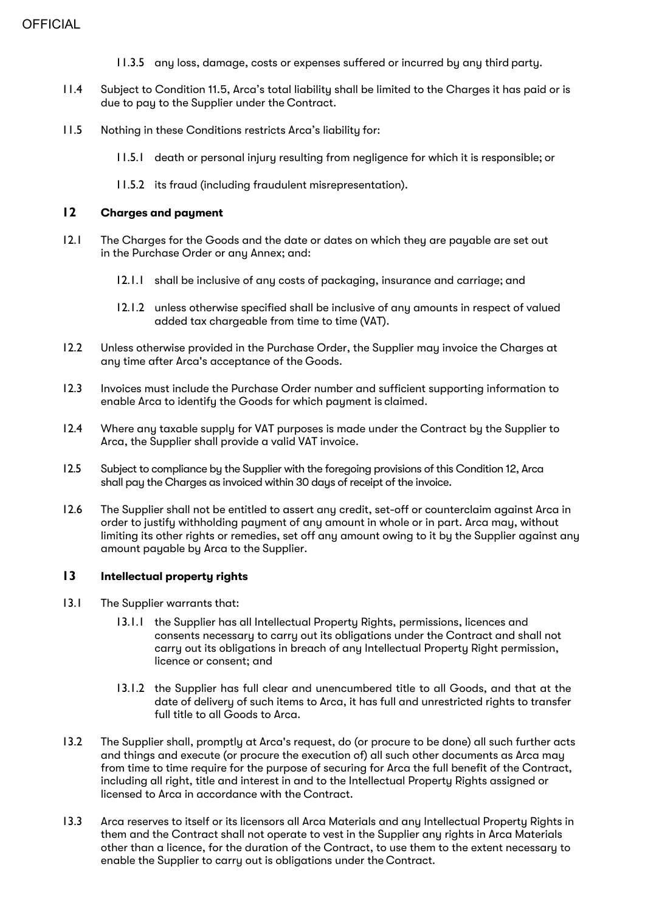11.3.5 any loss, damage, costs or expenses suffered or incurred by any third party.

11.4 Subject to Condition 11.5, Arca's total liability shall be limited to the Charges it has paid or is due to pay to the Supplier under the Contract.

11.5 Nothing in these Conditions restricts Arca's liability for:

11.5.1 death or personal injury resulting from negligence for which it is responsible; or

11.5.2 its fraud (including fraudulent misrepresentation).

## 12 Charges and payment

12.1 The Charges for the Goods and the date or dates on which they are payable are set out in the Purchase Order or any Annex; and:

12.1.1 shall be inclusive of any costs of packaging, insurance and carriage; and

12.1.2 unless otherwise specified shall be inclusive of any amounts in respect of valued added tax chargeable from time to time (VAT).

12.2 Unless otherwise provided in the Purchase Order, the Supplier may invoice the Charges at any time after Arca's acceptance of the Goods.

12.3 Invoices must include the Purchase Order number and sufficient supporting information to enable Arca to identify the Goods for which payment is claimed.

12.4 Where any taxable supply for VAT purposes is made under the Contract by the Supplier to Arca, the Supplier shall provide a valid VAT invoice.

12.5 Subject to compliance by the Supplier with the foregoing provisions of this Condition 12, Arca shall pay the Charges as invoiced within 30 days of receipt of the invoice.

12.6 The Supplier shall not be entitled to assert any credit, set-off or counterclaim against Arca in order to justify withholding payment of any amount in whole or in part. Arca may, without limiting its other rights or remedies, set off any amount owing to it by the Supplier against any amount payable by Arca to the Supplier.

## 13 Intellectual property rights

13.1 The Supplier warrants that:

13.1.1 the Supplier has all Intellectual Property Rights, permissions, licences and consents necessary to carry out its obligations under the Contract and shall not carry out its obligations in breach of any Intellectual Property Right permission, licence or consent; and

13.1.2 the Supplier has full clear and unencumbered title to all Goods, and that at the date of delivery of such items to Arca, it has full and unrestricted rights to transfer full title to all Goods to Arca.

13.2 The Supplier shall, promptly at Arca's request, do (or procure to be done) all such further acts and things and execute (or procure the execution of) all such other documents as Arca may from time to time require for the purpose of securing for Arca the full benefit of the Contract, including all right, title and interest in and to the Intellectual Property Rights assigned or licensed to Arca in accordance with the Contract.

13.3 Arca reserves to itself or its licensors all Arca Materials and any Intellectual Property Rights in them and the Contract shall not operate to vest in the Supplier any rights in Arca Materials other than a licence, for the duration of the Contract, to use them to the extent necessary to enable the Supplier to carry out is obligations under the Contract.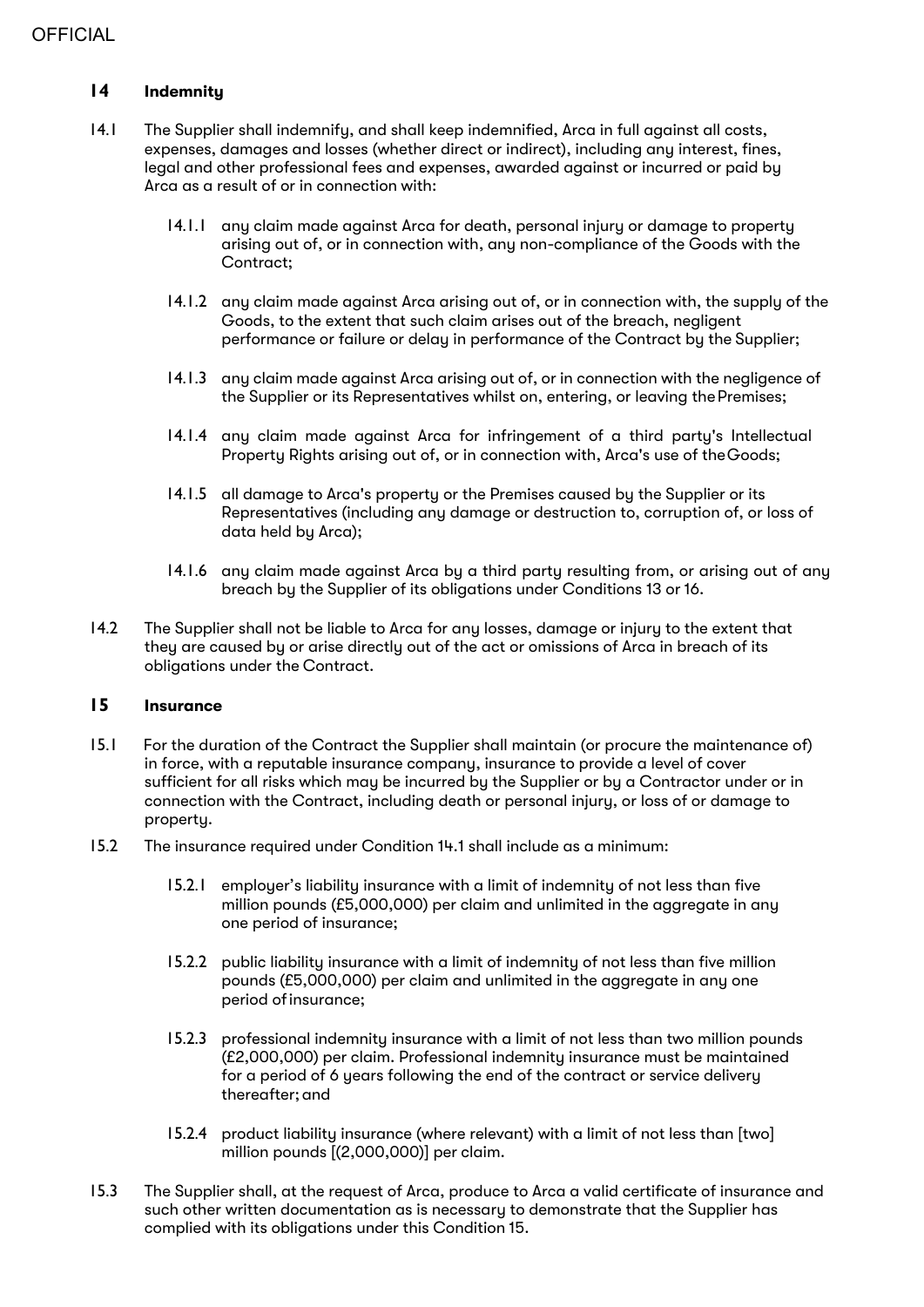## 14 Indemnity

14.1 The Supplier shall indemnify, and shall keep indemnified, Arca in full against all costs, expenses, damages and losses (whether direct or indirect), including any interest, fines, legal and other professional fees and expenses, awarded against or incurred or paid by Arca as a result of or in connection with:

14.1.1 any claim made against Arca for death, personal injury or damage to property arising out of, or in connection with, any non-compliance of the Goods with the Contract;

14.1.2 any claim made against Arca arising out of, or in connection with, the supply of the Goods, to the extent that such claim arises out of the breach, negligent performance or failure or delay in performance of the Contract by the Supplier;

14.1.3 any claim made against Arca arising out of, or in connection with the negligence of the Supplier or its Representatives whilst on, entering, or leaving the Premises;

14.1.4 any claim made against Arca for infringement of a third party's Intellectual Property Rights arising out of, or in connection with, Arca's use of the Goods;

14.1.5 all damage to Arca's property or the Premises caused by the Supplier or its Representatives (including any damage or destruction to, corruption of, or loss of data held by Arca);

14.1.6 any claim made against Arca by a third party resulting from, or arising out of any breach by the Supplier of its obligations under Conditions 13 or 16.

14.2 The Supplier shall not be liable to Arca for any losses, damage or injury to the extent that they are caused by or arise directly out of the act or omissions of Arca in breach of its obligations under the Contract.

## 15 Insurance

15.1 For the duration of the Contract the Supplier shall maintain (or procure the maintenance of) in force, with a reputable insurance company, insurance to provide a level of cover sufficient for all risks which may be incurred by the Supplier or by a Contractor under or in connection with the Contract, including death or personal injury, or loss of or damage to property.

15.2 The insurance required under Condition 14.1 shall include as a minimum:

15.2.1 employer's liability insurance with a limit of indemnity of not less than five million pounds (£5,000,000) per claim and unlimited in the aggregate in any one period of insurance;

15.2.2 public liability insurance with a limit of indemnity of not less than five million pounds (£5,000,000) per claim and unlimited in the aggregate in any one period of insurance;

15.2.3 professional indemnity insurance with a limit of not less than two million pounds (£2,000,000) per claim. Professional indemnity insurance must be maintained for a period of 6 years following the end of the contract or service delivery thereafter; and

15.2.4 product liability insurance (where relevant) with a limit of not less than [two] million pounds [(2,000,000)] per claim.

15.3 The Supplier shall, at the request of Arca, produce to Arca a valid certificate of insurance and such other written documentation as is necessary to demonstrate that the Supplier has complied with its obligations under this Condition 15.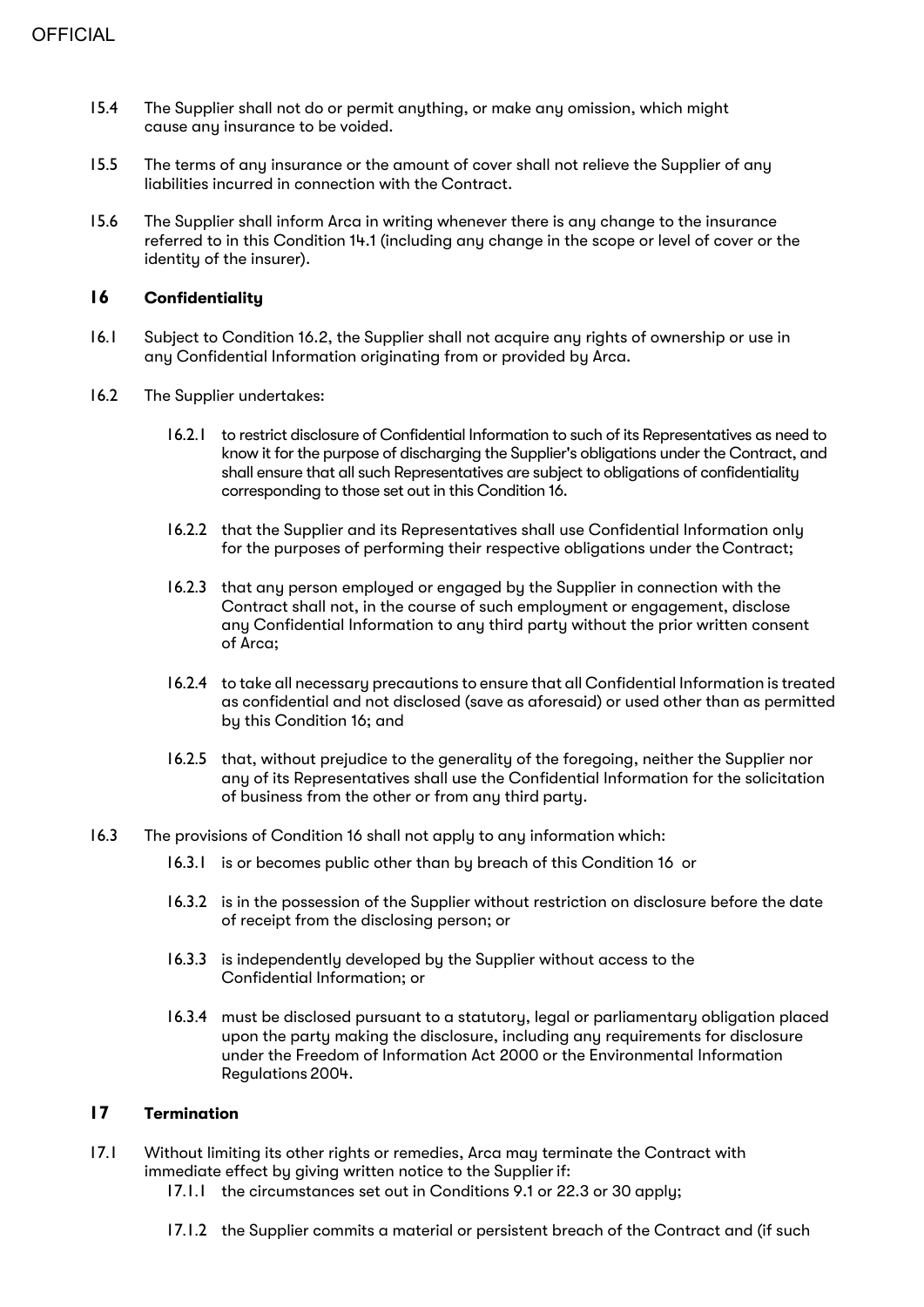15.4 The Supplier shall not do or permit anything, or make any omission, which might cause any insurance to be voided.

15.5 The terms of any insurance or the amount of cover shall not relieve the Supplier of any liabilities incurred in connection with the Contract.

15.6 The Supplier shall inform Arca in writing whenever there is any change to the insurance referred to in this Condition 14.1 (including any change in the scope or level of cover or the identity of the insurer).

## 16 Confidentiality

16.1 Subject to Condition 16.2, the Supplier shall not acquire any rights of ownership or use in any Confidential Information originating from or provided by Arca.

16.2 The Supplier undertakes:

- 16.2.1 to restrict disclosure of Confidential Information to such of its Representatives as need to know it for the purpose of discharging the Supplier's obligations under the Contract, and shall ensure that all such Representatives are subject to obligations of confidentiality corresponding to those set out in this Condition 16.

- 16.2.2 that the Supplier and its Representatives shall use Confidential Information only for the purposes of performing their respective obligations under the Contract;

- 16.2.3 that any person employed or engaged by the Supplier in connection with the Contract shall not, in the course of such employment or engagement, disclose any Confidential Information to any third party without the prior written consent of Arca;

- 16.2.4 to take all necessary precautions to ensure that all Confidential Information is treated as confidential and not disclosed (save as aforesaid) or used other than as permitted by this Condition 16; and

- 16.2.5 that, without prejudice to the generality of the foregoing, neither the Supplier nor any of its Representatives shall use the Confidential Information for the solicitation of business from the other or from any third party.

16.3 The provisions of Condition 16 shall not apply to any information which:

- 16.3.1 is or becomes public other than by breach of this Condition 16 or

- 16.3.2 is in the possession of the Supplier without restriction on disclosure before the date of receipt from the disclosing person; or

- 16.3.3 is independently developed by the Supplier without access to the Confidential Information; or

- 16.3.4 must be disclosed pursuant to a statutory, legal or parliamentary obligation placed upon the party making the disclosure, including any requirements for disclosure under the Freedom of Information Act 2000 or the Environmental Information Regulations 2004.

## 17 Termination

17.1 Without limiting its other rights or remedies, Arca may terminate the Contract with immediate effect by giving written notice to the Supplier if:

- 17.1.1 the circumstances set out in Conditions 9.1 or 22.3 or 30 apply;

- 17.1.2 the Supplier commits a material or persistent breach of the Contract and (if such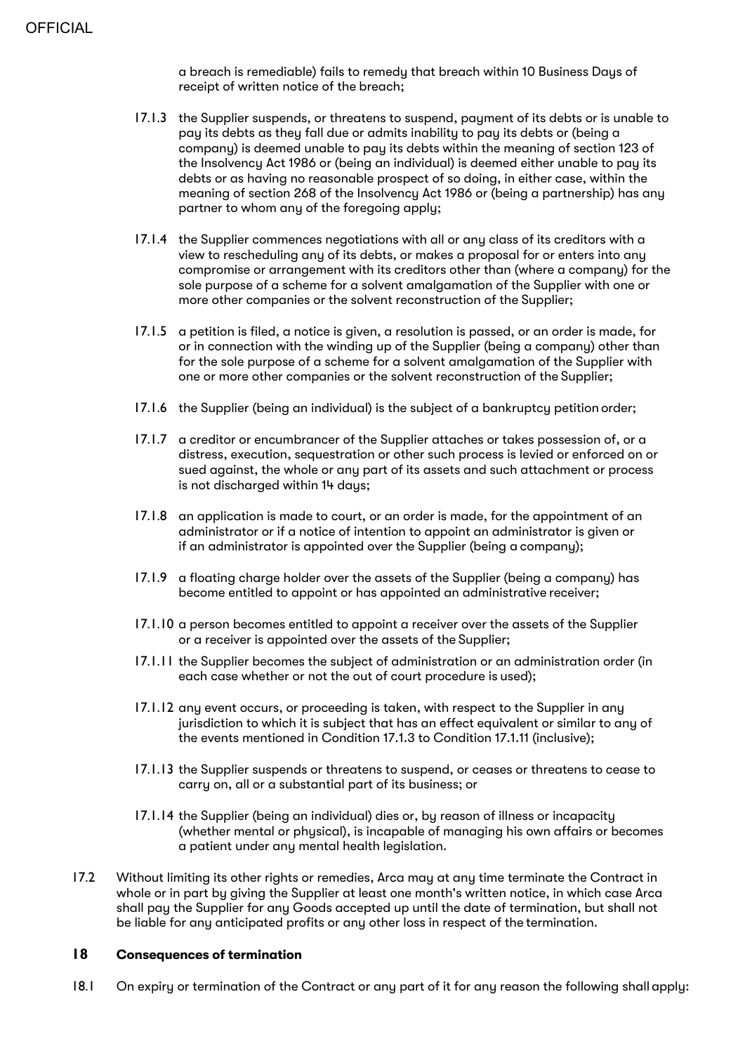a breach is remediable) fails to remedy that breach within 10 Business Days of receipt of written notice of the breach;

17.1.3 the Supplier suspends, or threatens to suspend, payment of its debts or is unable to pay its debts as they fall due or admits inability to pay its debts or (being a company) is deemed unable to pay its debts within the meaning of section 123 of the Insolvency Act 1986 or (being an individual) is deemed either unable to pay its debts or as having no reasonable prospect of so doing, in either case, within the meaning of section 268 of the Insolvency Act 1986 or (being a partnership) has any partner to whom any of the foregoing apply;

17.1.4 the Supplier commences negotiations with all or any class of its creditors with a view to rescheduling any of its debts, or makes a proposal for or enters into any compromise or arrangement with its creditors other than (where a company) for the sole purpose of a scheme for a solvent amalgamation of the Supplier with one or more other companies or the solvent reconstruction of the Supplier;

17.1.5 a petition is filed, a notice is given, a resolution is passed, or an order is made, for or in connection with the winding up of the Supplier (being a company) other than for the sole purpose of a scheme for a solvent amalgamation of the Supplier with one or more other companies or the solvent reconstruction of the Supplier;

17.1.6 the Supplier (being an individual) is the subject of a bankruptcy petition order;

17.1.7 a creditor or encumbrancer of the Supplier attaches or takes possession of, or a distress, execution, sequestration or other such process is levied or enforced on or sued against, the whole or any part of its assets and such attachment or process is not discharged within 14 days;

17.1.8 an application is made to court, or an order is made, for the appointment of an administrator or if a notice of intention to appoint an administrator is given or if an administrator is appointed over the Supplier (being a company);

17.1.9 a floating charge holder over the assets of the Supplier (being a company) has become entitled to appoint or has appointed an administrative receiver;

17.1.10 a person becomes entitled to appoint a receiver over the assets of the Supplier or a receiver is appointed over the assets of the Supplier;

17.1.11 the Supplier becomes the subject of administration or an administration order (in each case whether or not the out of court procedure is used);

17.1.12 any event occurs, or proceeding is taken, with respect to the Supplier in any jurisdiction to which it is subject that has an effect equivalent or similar to any of the events mentioned in Condition 17.1.3 to Condition 17.1.11 (inclusive);

17.1.13 the Supplier suspends or threatens to suspend, or ceases or threatens to cease to carry on, all or a substantial part of its business; or

17.1.14 the Supplier (being an individual) dies or, by reason of illness or incapacity (whether mental or physical), is incapable of managing his own affairs or becomes a patient under any mental health legislation.

17.2 Without limiting its other rights or remedies, Arca may at any time terminate the Contract in whole or in part by giving the Supplier at least one month's written notice, in which case Arca shall pay the Supplier for any Goods accepted up until the date of termination, but shall not be liable for any anticipated profits or any other loss in respect of the termination.

## 18 Consequences of termination

18.1 On expiry or termination of the Contract or any part of it for any reason the following shall apply: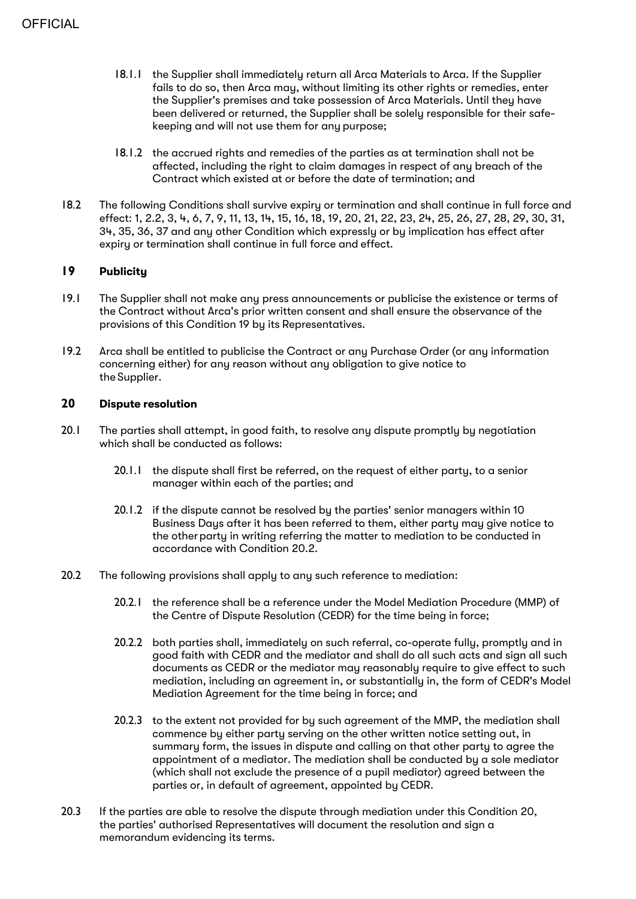18.1.1 the Supplier shall immediately return all Arca Materials to Arca. If the Supplier fails to do so, then Arca may, without limiting its other rights or remedies, enter the Supplier's premises and take possession of Arca Materials. Until they have been delivered or returned, the Supplier shall be solely responsible for their safe-keeping and will not use them for any purpose;

18.1.2 the accrued rights and remedies of the parties as at termination shall not be affected, including the right to claim damages in respect of any breach of the Contract which existed at or before the date of termination; and

18.2 The following Conditions shall survive expiry or termination and shall continue in full force and effect: 1, 2.2, 3, 4, 6, 7, 9, 11, 13, 14, 15, 16, 18, 19, 20, 21, 22, 23, 24, 25, 26, 27, 28, 29, 30, 31, 34, 35, 36, 37 and any other Condition which expressly or by implication has effect after expiry or termination shall continue in full force and effect.

## 19 Publicity

19.1 The Supplier shall not make any press announcements or publicise the existence or terms of the Contract without Arca's prior written consent and shall ensure the observance of the provisions of this Condition 19 by its Representatives.

19.2 Arca shall be entitled to publicise the Contract or any Purchase Order (or any information concerning either) for any reason without any obligation to give notice to the Supplier.

## 20 Dispute resolution

20.1 The parties shall attempt, in good faith, to resolve any dispute promptly by negotiation which shall be conducted as follows:

20.1.1 the dispute shall first be referred, on the request of either party, to a senior manager within each of the parties; and

20.1.2 if the dispute cannot be resolved by the parties' senior managers within 10 Business Days after it has been referred to them, either party may give notice to the other party in writing referring the matter to mediation to be conducted in accordance with Condition 20.2.

20.2 The following provisions shall apply to any such reference to mediation:

20.2.1 the reference shall be a reference under the Model Mediation Procedure (MMP) of the Centre of Dispute Resolution (CEDR) for the time being in force;

20.2.2 both parties shall, immediately on such referral, co-operate fully, promptly and in good faith with CEDR and the mediator and shall do all such acts and sign all such documents as CEDR or the mediator may reasonably require to give effect to such mediation, including an agreement in, or substantially in, the form of CEDR's Model Mediation Agreement for the time being in force; and

20.2.3 to the extent not provided for by such agreement of the MMP, the mediation shall commence by either party serving on the other written notice setting out, in summary form, the issues in dispute and calling on that other party to agree the appointment of a mediator. The mediation shall be conducted by a sole mediator (which shall not exclude the presence of a pupil mediator) agreed between the parties or, in default of agreement, appointed by CEDR.

20.3 If the parties are able to resolve the dispute through mediation under this Condition 20, the parties' authorised Representatives will document the resolution and sign a memorandum evidencing its terms.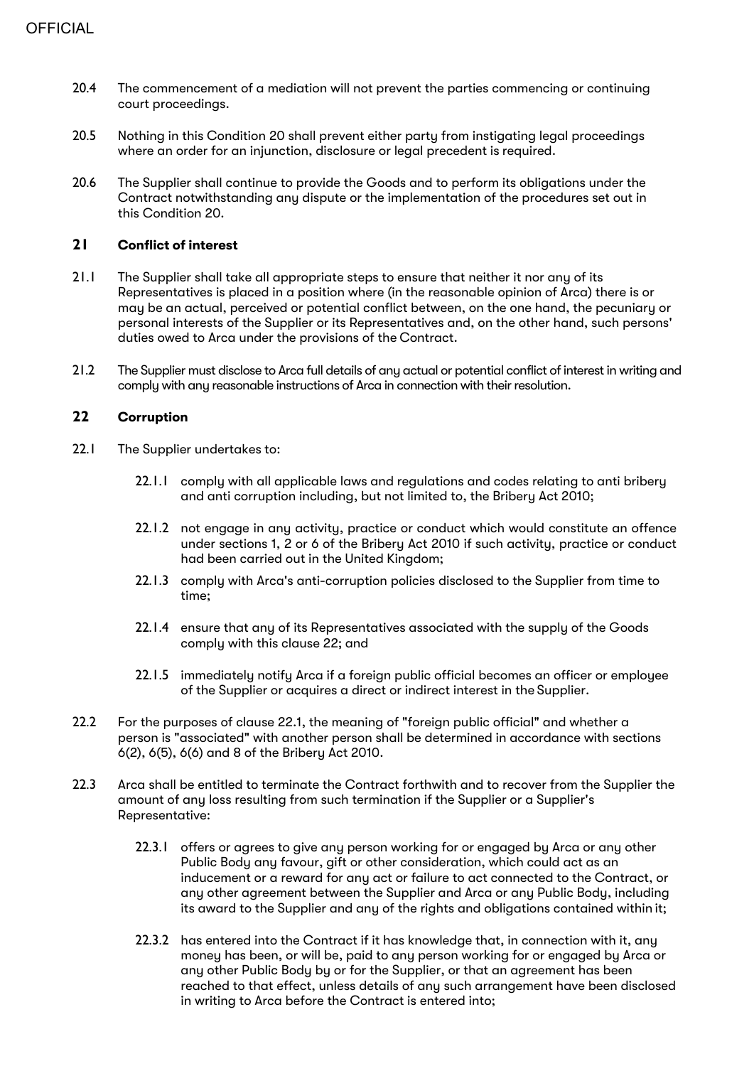20.4 The commencement of a mediation will not prevent the parties commencing or continuing court proceedings.

20.5 Nothing in this Condition 20 shall prevent either party from instigating legal proceedings where an order for an injunction, disclosure or legal precedent is required.

20.6 The Supplier shall continue to provide the Goods and to perform its obligations under the Contract notwithstanding any dispute or the implementation of the procedures set out in this Condition 20.

## 21 Conflict of interest

21.1 The Supplier shall take all appropriate steps to ensure that neither it nor any of its Representatives is placed in a position where (in the reasonable opinion of Arca) there is or may be an actual, perceived or potential conflict between, on the one hand, the pecuniary or personal interests of the Supplier or its Representatives and, on the other hand, such persons' duties owed to Arca under the provisions of the Contract.

21.2 The Supplier must disclose to Arca full details of any actual or potential conflict of interest in writing and comply with any reasonable instructions of Arca in connection with their resolution.

## 22 Corruption

22.1 The Supplier undertakes to:

- 22.1.1 comply with all applicable laws and regulations and codes relating to anti bribery and anti corruption including, but not limited to, the Bribery Act 2010;
- 22.1.2 not engage in any activity, practice or conduct which would constitute an offence under sections 1, 2 or 6 of the Bribery Act 2010 if such activity, practice or conduct had been carried out in the United Kingdom;
- 22.1.3 comply with Arca's anti-corruption policies disclosed to the Supplier from time to time;
- 22.1.4 ensure that any of its Representatives associated with the supply of the Goods comply with this clause 22; and
- 22.1.5 immediately notify Arca if a foreign public official becomes an officer or employee of the Supplier or acquires a direct or indirect interest in the Supplier.

22.2 For the purposes of clause 22.1, the meaning of "foreign public official" and whether a person is "associated" with another person shall be determined in accordance with sections 6(2), 6(5), 6(6) and 8 of the Bribery Act 2010.

22.3 Arca shall be entitled to terminate the Contract forthwith and to recover from the Supplier the amount of any loss resulting from such termination if the Supplier or a Supplier's Representative:

- 22.3.1 offers or agrees to give any person working for or engaged by Arca or any other Public Body any favour, gift or other consideration, which could act as an inducement or a reward for any act or failure to act connected to the Contract, or any other agreement between the Supplier and Arca or any Public Body, including its award to the Supplier and any of the rights and obligations contained within it;
- 22.3.2 has entered into the Contract if it has knowledge that, in connection with it, any money has been, or will be, paid to any person working for or engaged by Arca or any other Public Body by or for the Supplier, or that an agreement has been reached to that effect, unless details of any such arrangement have been disclosed in writing to Arca before the Contract is entered into;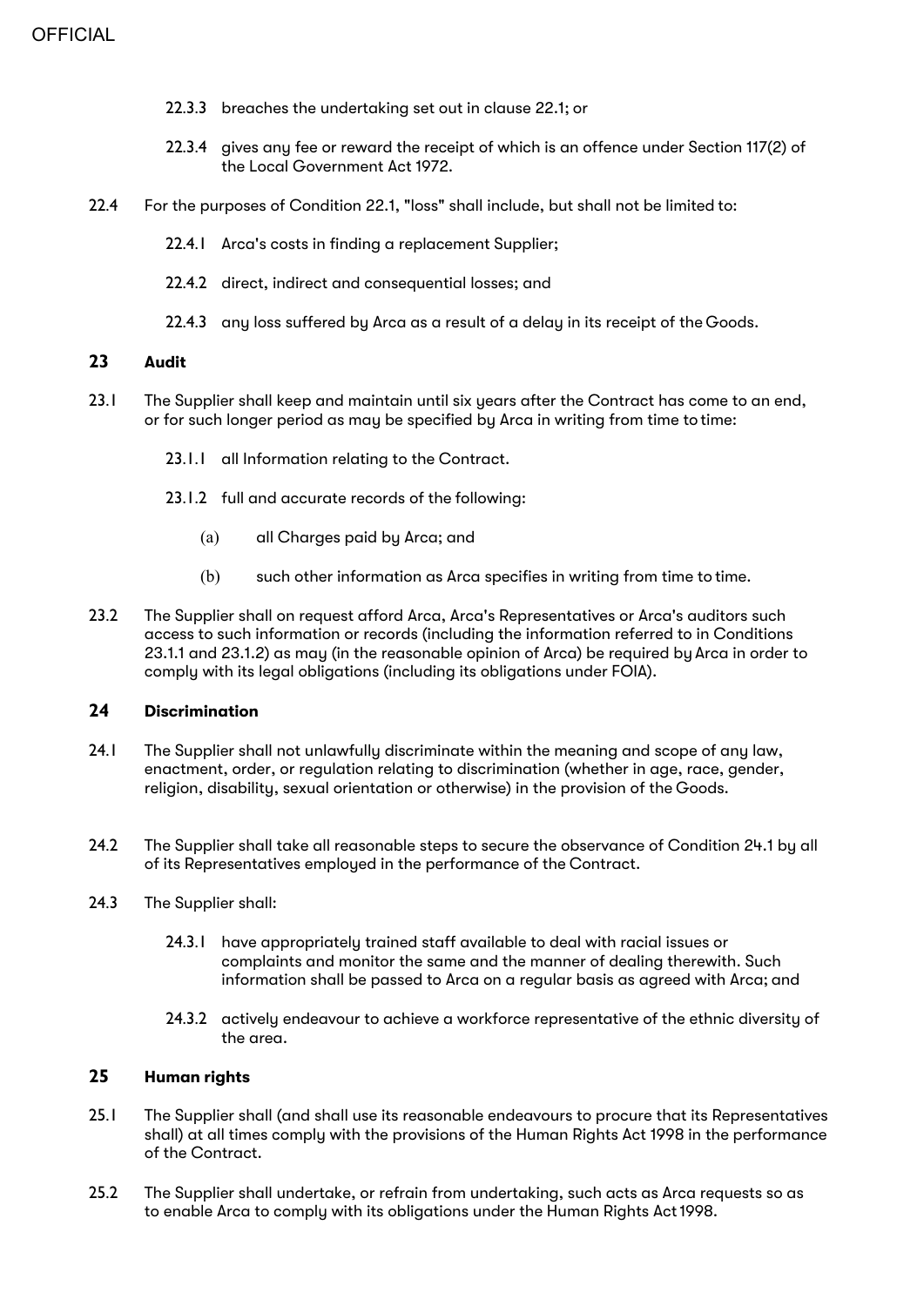22.3.3 breaches the undertaking set out in clause 22.1; or

22.3.4 gives any fee or reward the receipt of which is an offence under Section 117(2) of the Local Government Act 1972.

22.4 For the purposes of Condition 22.1, "loss" shall include, but shall not be limited to:

22.4.1 Arca's costs in finding a replacement Supplier;

22.4.2 direct, indirect and consequential losses; and

22.4.3 any loss suffered by Arca as a result of a delay in its receipt of the Goods.

## 23 Audit

23.1 The Supplier shall keep and maintain until six years after the Contract has come to an end, or for such longer period as may be specified by Arca in writing from time to time:

23.1.1 all Information relating to the Contract.

23.1.2 full and accurate records of the following:

(a) all Charges paid by Arca; and

(b) such other information as Arca specifies in writing from time to time.

23.2 The Supplier shall on request afford Arca, Arca's Representatives or Arca's auditors such access to such information or records (including the information referred to in Conditions 23.1.1 and 23.1.2) as may (in the reasonable opinion of Arca) be required by Arca in order to comply with its legal obligations (including its obligations under FOIA).

## 24 Discrimination

24.1 The Supplier shall not unlawfully discriminate within the meaning and scope of any law, enactment, order, or regulation relating to discrimination (whether in age, race, gender, religion, disability, sexual orientation or otherwise) in the provision of the Goods.

24.2 The Supplier shall take all reasonable steps to secure the observance of Condition 24.1 by all of its Representatives employed in the performance of the Contract.

24.3 The Supplier shall:

24.3.1 have appropriately trained staff available to deal with racial issues or complaints and monitor the same and the manner of dealing therewith. Such information shall be passed to Arca on a regular basis as agreed with Arca; and

24.3.2 actively endeavour to achieve a workforce representative of the ethnic diversity of the area.

## 25 Human rights

25.1 The Supplier shall (and shall use its reasonable endeavours to procure that its Representatives shall) at all times comply with the provisions of the Human Rights Act 1998 in the performance of the Contract.

25.2 The Supplier shall undertake, or refrain from undertaking, such acts as Arca requests so as to enable Arca to comply with its obligations under the Human Rights Act 1998.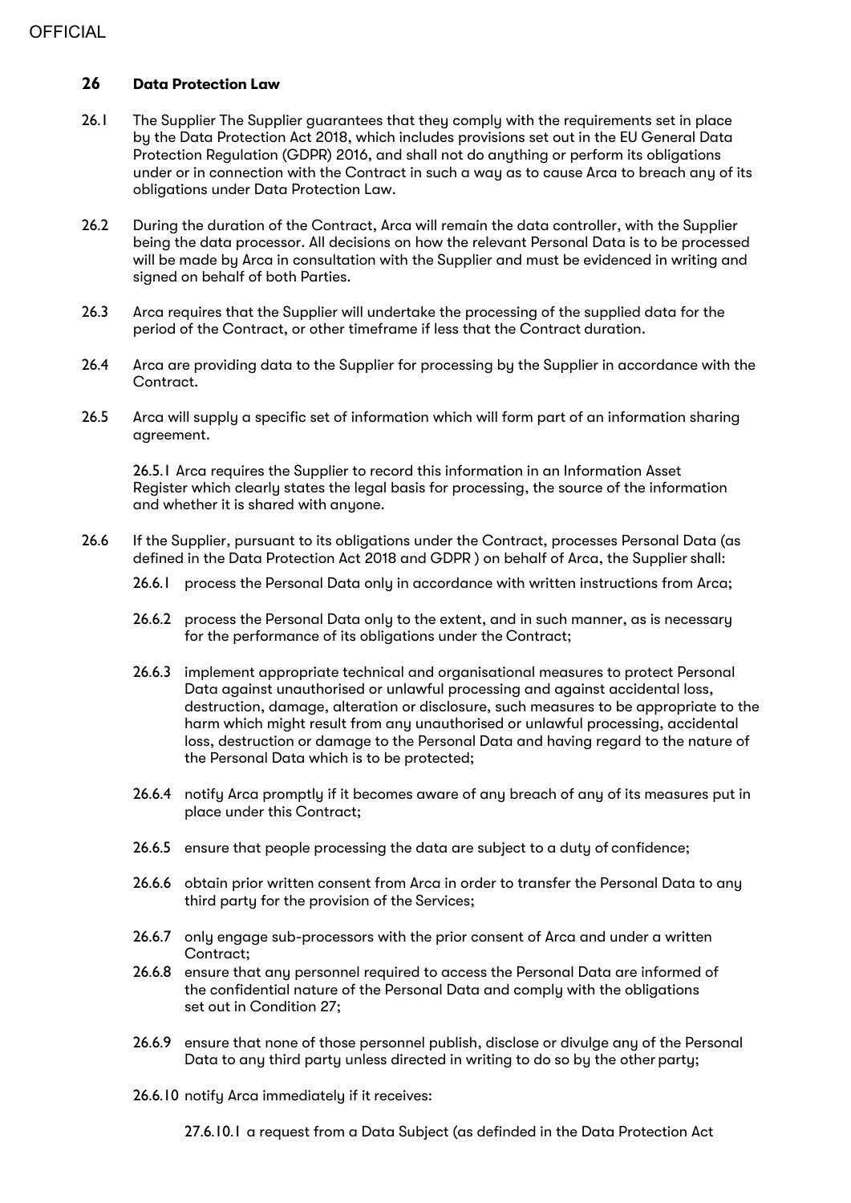## 26 Data Protection Law

26.1 The Supplier The Supplier guarantees that they comply with the requirements set in place by the Data Protection Act 2018, which includes provisions set out in the EU General Data Protection Regulation (GDPR) 2016, and shall not do anything or perform its obligations under or in connection with the Contract in such a way as to cause Arca to breach any of its obligations under Data Protection Law.

26.2 During the duration of the Contract, Arca will remain the data controller, with the Supplier being the data processor. All decisions on how the relevant Personal Data is to be processed will be made by Arca in consultation with the Supplier and must be evidenced in writing and signed on behalf of both Parties.

26.3 Arca requires that the Supplier will undertake the processing of the supplied data for the period of the Contract, or other timeframe if less that the Contract duration.

26.4 Arca are providing data to the Supplier for processing by the Supplier in accordance with the Contract.

26.5 Arca will supply a specific set of information which will form part of an information sharing agreement.

26.5.1 Arca requires the Supplier to record this information in an Information Asset Register which clearly states the legal basis for processing, the source of the information and whether it is shared with anyone.

26.6 If the Supplier, pursuant to its obligations under the Contract, processes Personal Data (as defined in the Data Protection Act 2018 and GDPR ) on behalf of Arca, the Supplier shall:

26.6.1 process the Personal Data only in accordance with written instructions from Arca;

26.6.2 process the Personal Data only to the extent, and in such manner, as is necessary for the performance of its obligations under the Contract;

26.6.3 implement appropriate technical and organisational measures to protect Personal Data against unauthorised or unlawful processing and against accidental loss, destruction, damage, alteration or disclosure, such measures to be appropriate to the harm which might result from any unauthorised or unlawful processing, accidental loss, destruction or damage to the Personal Data and having regard to the nature of the Personal Data which is to be protected;

26.6.4 notify Arca promptly if it becomes aware of any breach of any of its measures put in place under this Contract;

26.6.5 ensure that people processing the data are subject to a duty of confidence;

26.6.6 obtain prior written consent from Arca in order to transfer the Personal Data to any third party for the provision of the Services;

26.6.7 only engage sub-processors with the prior consent of Arca and under a written Contract;

26.6.8 ensure that any personnel required to access the Personal Data are informed of the confidential nature of the Personal Data and comply with the obligations set out in Condition 27;

26.6.9 ensure that none of those personnel publish, disclose or divulge any of the Personal Data to any third party unless directed in writing to do so by the other party;

26.6.10 notify Arca immediately if it receives:

27.6.10.1 a request from a Data Subject (as definded in the Data Protection Act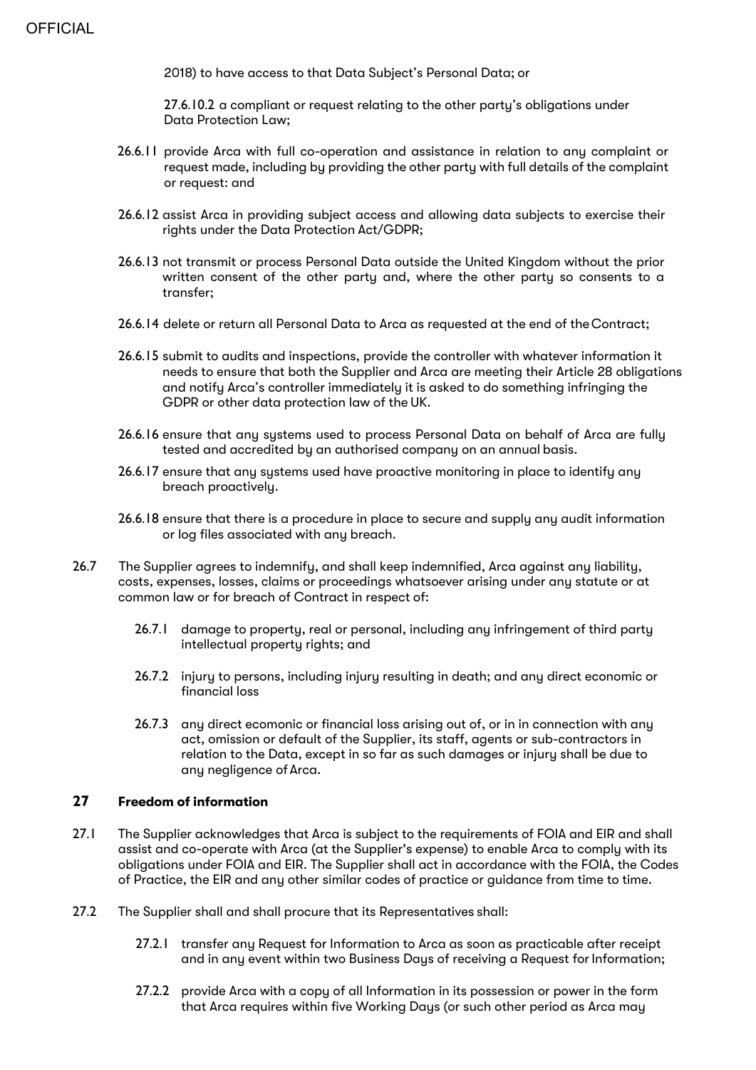2018) to have access to that Data Subject's Personal Data; or

27.6.10.2 a compliant or request relating to the other party's obligations under Data Protection Law;

26.6.11 provide Arca with full co-operation and assistance in relation to any complaint or request made, including by providing the other party with full details of the complaint or request: and

26.6.12 assist Arca in providing subject access and allowing data subjects to exercise their rights under the Data Protection Act/GDPR;

26.6.13 not transmit or process Personal Data outside the United Kingdom without the prior written consent of the other party and, where the other party so consents to a transfer;

26.6.14 delete or return all Personal Data to Arca as requested at the end of the Contract;

26.6.15 submit to audits and inspections, provide the controller with whatever information it needs to ensure that both the Supplier and Arca are meeting their Article 28 obligations and notify Arca's controller immediately it is asked to do something infringing the GDPR or other data protection law of the UK.

26.6.16 ensure that any systems used to process Personal Data on behalf of Arca are fully tested and accredited by an authorised company on an annual basis.

26.6.17 ensure that any systems used have proactive monitoring in place to identify any breach proactively.

26.6.18 ensure that there is a procedure in place to secure and supply any audit information or log files associated with any breach.

26.7 The Supplier agrees to indemnify, and shall keep indemnified, Arca against any liability, costs, expenses, losses, claims or proceedings whatsoever arising under any statute or at common law or for breach of Contract in respect of:

26.7.1 damage to property, real or personal, including any infringement of third party intellectual property rights; and

26.7.2 injury to persons, including injury resulting in death; and any direct economic or financial loss

26.7.3 any direct ecomonic or financial loss arising out of, or in in connection with any act, omission or default of the Supplier, its staff, agents or sub-contractors in relation to the Data, except in so far as such damages or injury shall be due to any negligence of Arca.

## 27 Freedom of information

27.1 The Supplier acknowledges that Arca is subject to the requirements of FOIA and EIR and shall assist and co-operate with Arca (at the Supplier's expense) to enable Arca to comply with its obligations under FOIA and EIR. The Supplier shall act in accordance with the FOIA, the Codes of Practice, the EIR and any other similar codes of practice or guidance from time to time.

27.2 The Supplier shall and shall procure that its Representatives shall:

27.2.1 transfer any Request for Information to Arca as soon as practicable after receipt and in any event within two Business Days of receiving a Request for Information;

27.2.2 provide Arca with a copy of all Information in its possession or power in the form that Arca requires within five Working Days (or such other period as Arca may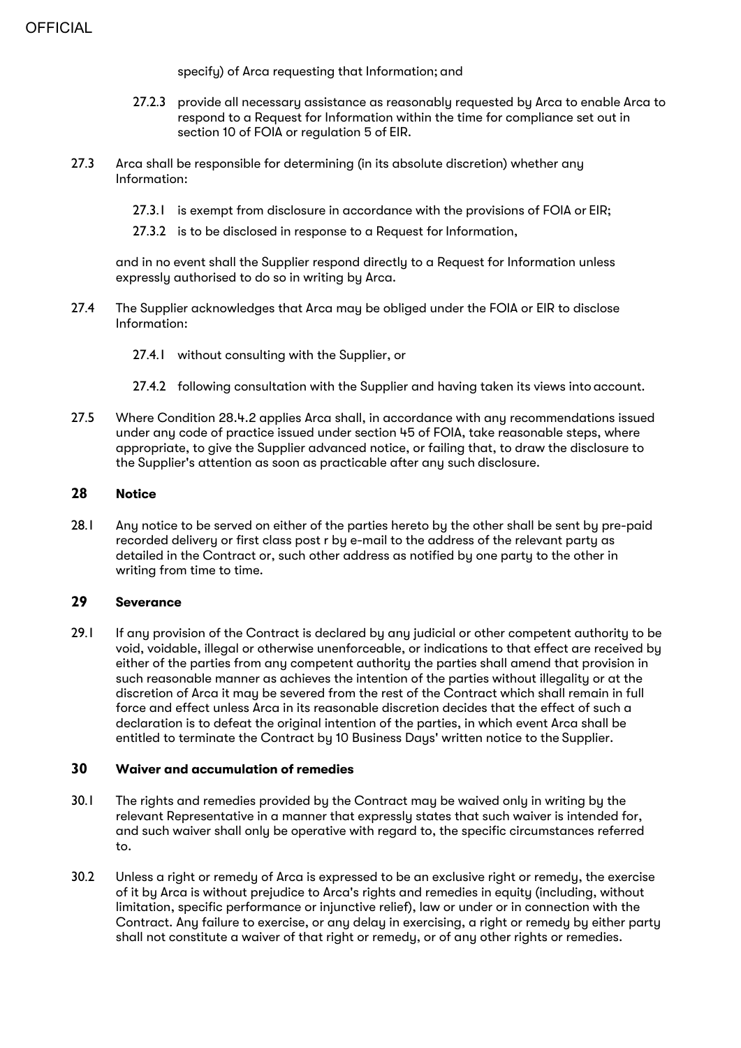specify) of Arca requesting that Information; and

27.2.3 provide all necessary assistance as reasonably requested by Arca to enable Arca to respond to a Request for Information within the time for compliance set out in section 10 of FOIA or regulation 5 of EIR.

27.3 Arca shall be responsible for determining (in its absolute discretion) whether any Information:

27.3.1 is exempt from disclosure in accordance with the provisions of FOIA or EIR;

27.3.2 is to be disclosed in response to a Request for Information,

and in no event shall the Supplier respond directly to a Request for Information unless expressly authorised to do so in writing by Arca.

27.4 The Supplier acknowledges that Arca may be obliged under the FOIA or EIR to disclose Information:

27.4.1 without consulting with the Supplier, or

27.4.2 following consultation with the Supplier and having taken its views into account.

27.5 Where Condition 28.4.2 applies Arca shall, in accordance with any recommendations issued under any code of practice issued under section 45 of FOIA, take reasonable steps, where appropriate, to give the Supplier advanced notice, or failing that, to draw the disclosure to the Supplier's attention as soon as practicable after any such disclosure.

## 28 Notice

28.1 Any notice to be served on either of the parties hereto by the other shall be sent by pre-paid recorded delivery or first class post r by e-mail to the address of the relevant party as detailed in the Contract or, such other address as notified by one party to the other in writing from time to time.

## 29 Severance

29.1 If any provision of the Contract is declared by any judicial or other competent authority to be void, voidable, illegal or otherwise unenforceable, or indications to that effect are received by either of the parties from any competent authority the parties shall amend that provision in such reasonable manner as achieves the intention of the parties without illegality or at the discretion of Arca it may be severed from the rest of the Contract which shall remain in full force and effect unless Arca in its reasonable discretion decides that the effect of such a declaration is to defeat the original intention of the parties, in which event Arca shall be entitled to terminate the Contract by 10 Business Days' written notice to the Supplier.

## 30 Waiver and accumulation of remedies

30.1 The rights and remedies provided by the Contract may be waived only in writing by the relevant Representative in a manner that expressly states that such waiver is intended for, and such waiver shall only be operative with regard to, the specific circumstances referred to.

30.2 Unless a right or remedy of Arca is expressed to be an exclusive right or remedy, the exercise of it by Arca is without prejudice to Arca's rights and remedies in equity (including, without limitation, specific performance or injunctive relief), law or under or in connection with the Contract. Any failure to exercise, or any delay in exercising, a right or remedy by either party shall not constitute a waiver of that right or remedy, or of any other rights or remedies.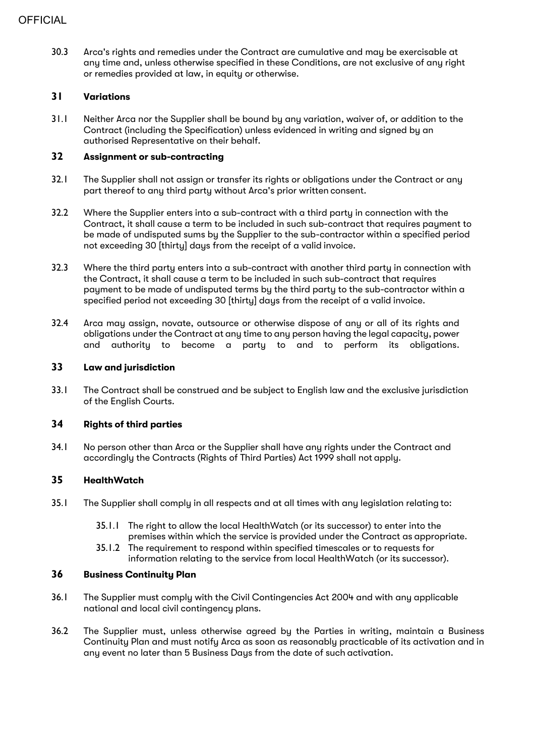30.3 Arca's rights and remedies under the Contract are cumulative and may be exercisable at any time and, unless otherwise specified in these Conditions, are not exclusive of any right or remedies provided at law, in equity or otherwise.

## 31 Variations

31.1 Neither Arca nor the Supplier shall be bound by any variation, waiver of, or addition to the Contract (including the Specification) unless evidenced in writing and signed by an authorised Representative on their behalf.

## 32 Assignment or sub-contracting

32.1 The Supplier shall not assign or transfer its rights or obligations under the Contract or any part thereof to any third party without Arca's prior written consent.

32.2 Where the Supplier enters into a sub-contract with a third party in connection with the Contract, it shall cause a term to be included in such sub-contract that requires payment to be made of undisputed sums by the Supplier to the sub-contractor within a specified period not exceeding 30 [thirty] days from the receipt of a valid invoice.

32.3 Where the third party enters into a sub-contract with another third party in connection with the Contract, it shall cause a term to be included in such sub-contract that requires payment to be made of undisputed terms by the third party to the sub-contractor within a specified period not exceeding 30 [thirty] days from the receipt of a valid invoice.

32.4 Arca may assign, novate, outsource or otherwise dispose of any or all of its rights and obligations under the Contract at any time to any person having the legal capacity, power and authority to become a party to and to perform its obligations.

## 33 Law and jurisdiction

33.1 The Contract shall be construed and be subject to English law and the exclusive jurisdiction of the English Courts.

## 34 Rights of third parties

34.1 No person other than Arca or the Supplier shall have any rights under the Contract and accordingly the Contracts (Rights of Third Parties) Act 1999 shall not apply.

## 35 HealthWatch

35.1 The Supplier shall comply in all respects and at all times with any legislation relating to:

- 35.1.1 The right to allow the local HealthWatch (or its successor) to enter into the premises within which the service is provided under the Contract as appropriate.
- 35.1.2 The requirement to respond within specified timescales or to requests for information relating to the service from local HealthWatch (or its successor).

## 36 Business Continuity Plan

36.1 The Supplier must comply with the Civil Contingencies Act 2004 and with any applicable national and local civil contingency plans.

36.2 The Supplier must, unless otherwise agreed by the Parties in writing, maintain a Business Continuity Plan and must notify Arca as soon as reasonably practicable of its activation and in any event no later than 5 Business Days from the date of such activation.